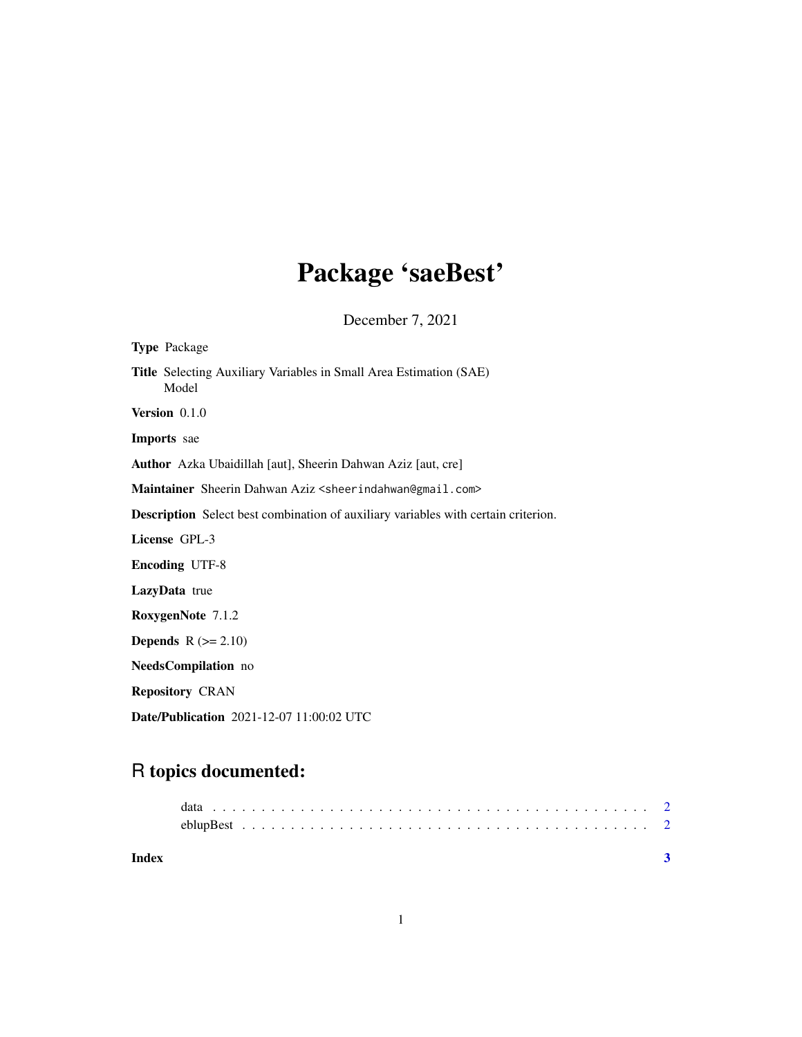# Package 'saeBest'

December 7, 2021

**Type** Package

**Title** Selecting Auxiliary Variables in Small Area Estimation (SAE) Model

**Version** 0.1.0

**Imports** sae

**Author** Azka Ubaidillah [aut], Sheerin Dahwan Aziz [aut, cre]

**Maintainer** Sheerin Dahwan Aziz <sheerindahwan@gmail.com>

**Description** Select best combination of auxiliary variables with certain criterion.

**License** GPL-3

**Encoding** UTF-8

**LazyData** true

**RoxygenNote** 7.1.2

**Depends** R (>= 2.10)

**NeedsCompilation** no

**Repository** CRAN

**Date/Publication** 2021-12-07 11:00:02 UTC

## R topics documented:

- data . . . . . . . . . . . . . . . . . . . . . . . . . . . . . . . . . . . . . . . . . . 2
- eblupBest . . . . . . . . . . . . . . . . . . . . . . . . . . . . . . . . . . . . . . . 2

**Index** **3**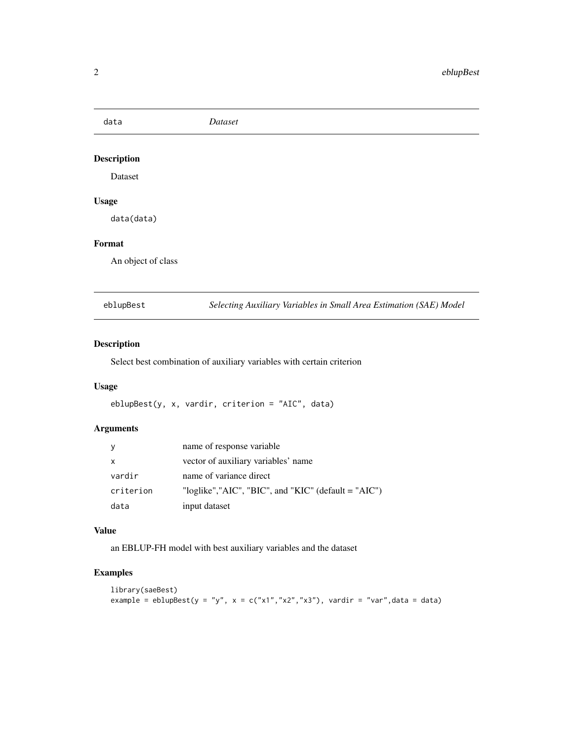## data *Dataset*

### Description

Dataset

### Usage

```
data(data)
```

### Format

An object of class

## eblupBest *Selecting Auxiliary Variables in Small Area Estimation (SAE) Model*

### Description

Select best combination of auxiliary variables with certain criterion

### Usage

```
eblupBest(y, x, vardir, criterion = "AIC", data)
```

### Arguments

| | |
|---|---|
| y | name of response variable |
| x | vector of auxiliary variables' name |
| vardir | name of variance direct |
| criterion | "loglike","AIC", "BIC", and "KIC" (default = "AIC") |
| data | input dataset |

### Value

an EBLUP-FH model with best auxiliary variables and the dataset

### Examples

```
library(saeBest)
example = eblupBest(y = "y", x = c("x1","x2","x3"), vardir = "var",data = data)
```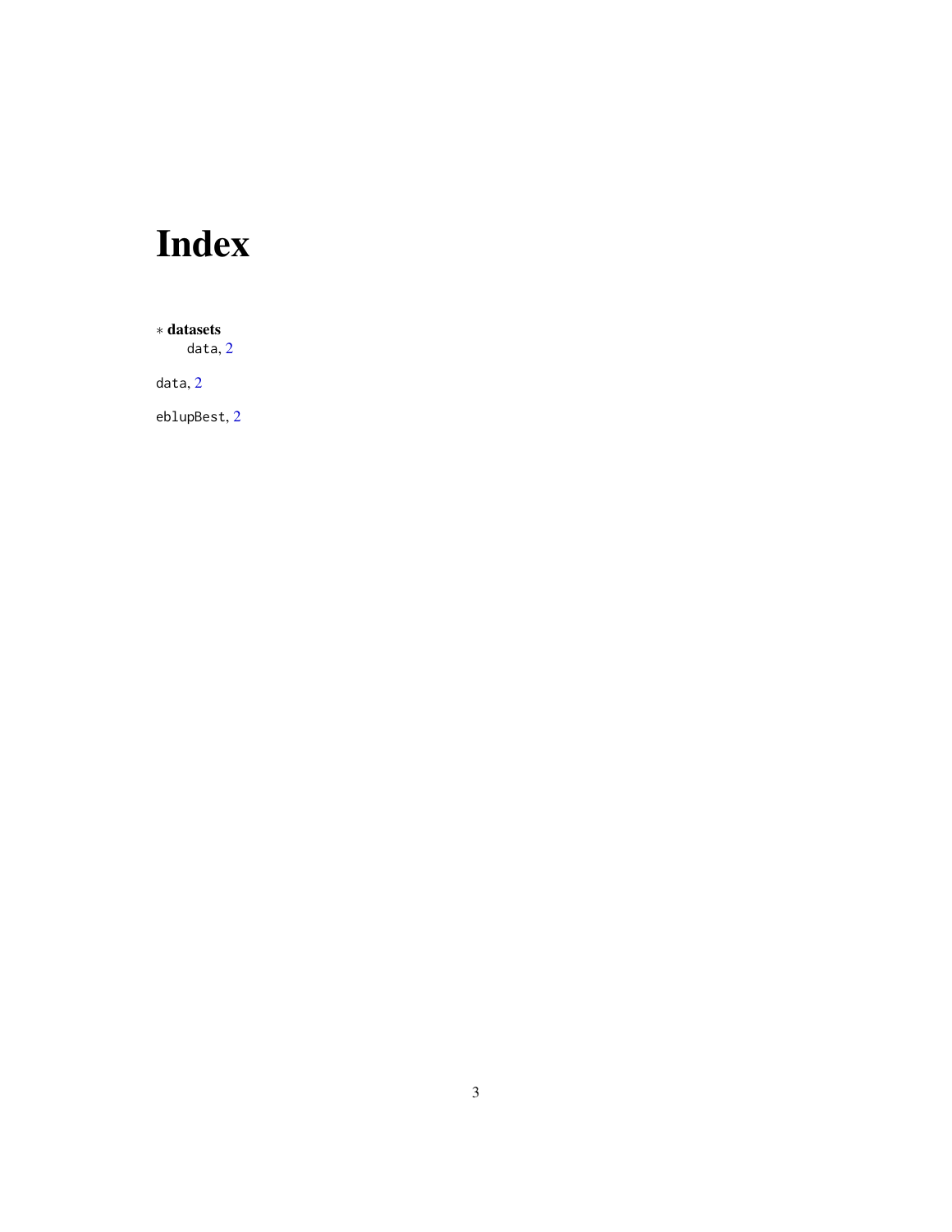# Index

∗ **datasets**
    `data`, 2

`data`, 2

`eblupBest`, 2